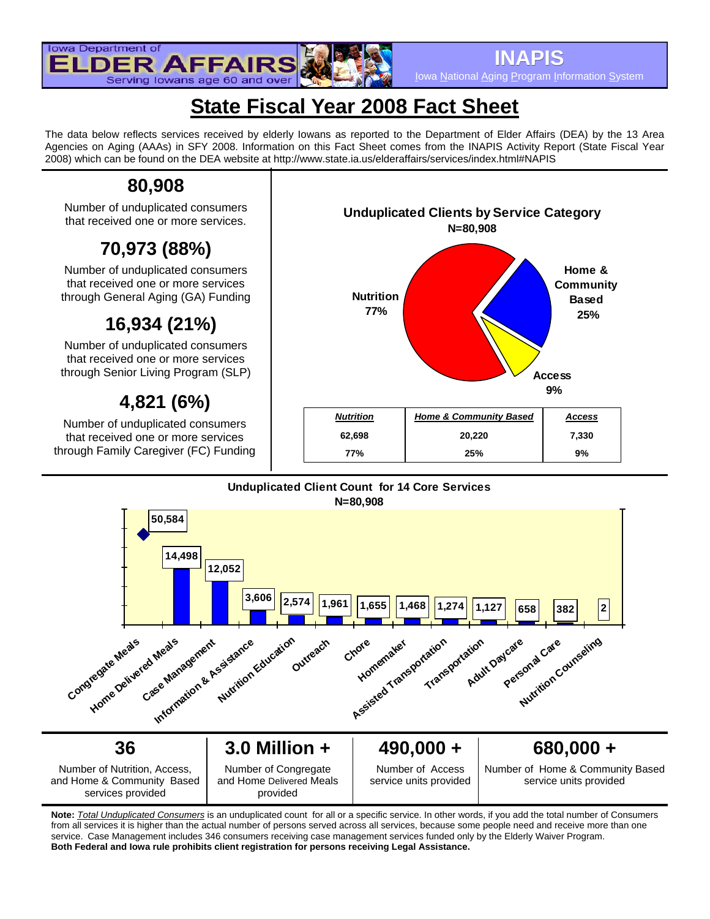Iowa Department of ELDER AFFAIRS — Serving Iowans age 60 and over

**INAPIS**

Iowa National Aging Program Information System

# State Fiscal Year 2008 Fact Sheet

The data below reflects services received by elderly Iowans as reported to the Department of Elder Affairs (DEA) by the 13 Area Agencies on Aging (AAAs) in SFY 2008. Information on this Fact Sheet comes from the INAPIS Activity Report (State Fiscal Year 2008) which can be found on the DEA website at http://www.state.ia.us/elderaffairs/services/index.html#NAPIS

## 80,908

Number of unduplicated consumers that received one or more services.

## 70,973 (88%)

Number of unduplicated consumers that received one or more services through General Aging (GA) Funding

## 16,934 (21%)

Number of unduplicated consumers that received one or more services through Senior Living Program (SLP)

## 4,821 (6%)

Number of unduplicated consumers that received one or more services through Family Caregiver (FC) Funding

**Unduplicated Clients by Service Category**
**N=80,908**

Nutrition 77%; Home & Community Based 25%; Access 9%

| *Nutrition* | *Home & Community Based* | *Access* |
|---|---|---|
| 62,698 | 20,220 | 7,330 |
| 77% | 25% | 9% |

**Unduplicated Client Count for 14 Core Services**
**N=80,908**

| Service | Unduplicated Clients |
|---|---|
| Congregate Meals | 50,584 |
| Home Delivered Meals | 14,498 |
| Case Management | 12,052 |
| Information & Assistance | 3,606 |
| Nutrition Education | 2,574 |
| Outreach | 1,961 |
| Chore | 1,655 |
| Homemaker | 1,468 |
| Assisted Transportation | 1,274 |
| Transportation | 1,127 |
| Adult Daycare | 658 |
| Personal Care | 382 |
| Nutrition Counseling | 2 |

| 36 | 3.0 Million + | 490,000 + | 680,000 + |
|---|---|---|---|
| Number of Nutrition, Access, and Home & Community Based services provided | Number of Congregate and Home Delivered Meals provided | Number of Access service units provided | Number of Home & Community Based service units provided |

**Note:** *Total Unduplicated Consumers* is an unduplicated count for all or a specific service. In other words, if you add the total number of Consumers from all services it is higher than the actual number of persons served across all services, because some people need and receive more than one service. Case Management includes 346 consumers receiving case management services funded only by the Elderly Waiver Program.
**Both Federal and Iowa rule prohibits client registration for persons receiving Legal Assistance.**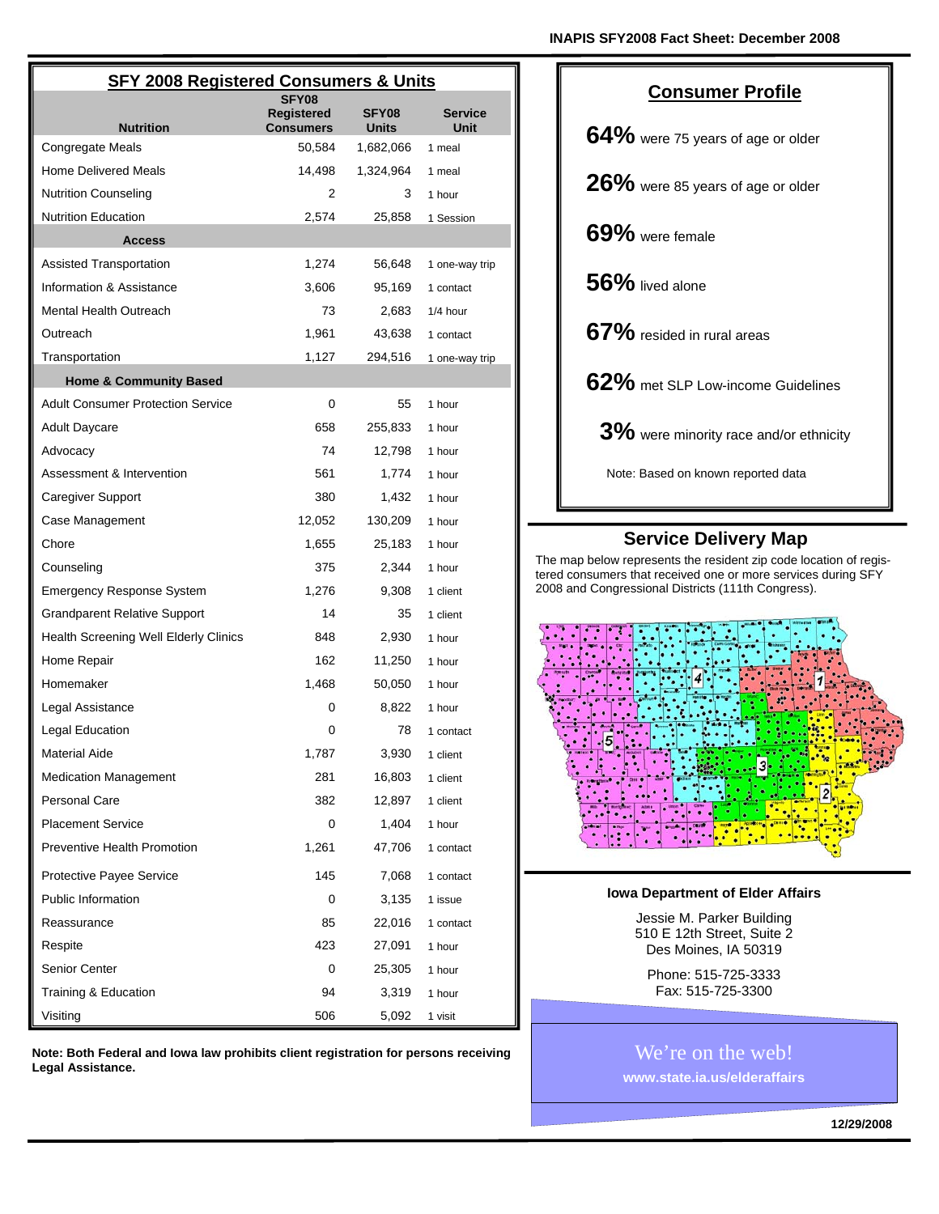INAPIS SFY2008 Fact Sheet: December 2008

## SFY 2008 Registered Consumers & Units

| Nutrition | SFY08 Registered Consumers | SFY08 Units | Service Unit |
|---|---|---|---|
| Congregate Meals | 50,584 | 1,682,066 | 1 meal |
| Home Delivered Meals | 14,498 | 1,324,964 | 1 meal |
| Nutrition Counseling | 2 | 3 | 1 hour |
| Nutrition Education | 2,574 | 25,858 | 1 Session |
| **Access** | | | |
| Assisted Transportation | 1,274 | 56,648 | 1 one-way trip |
| Information & Assistance | 3,606 | 95,169 | 1 contact |
| Mental Health Outreach | 73 | 2,683 | 1/4 hour |
| Outreach | 1,961 | 43,638 | 1 contact |
| Transportation | 1,127 | 294,516 | 1 one-way trip |
| **Home & Community Based** | | | |
| Adult Consumer Protection Service | 0 | 55 | 1 hour |
| Adult Daycare | 658 | 255,833 | 1 hour |
| Advocacy | 74 | 12,798 | 1 hour |
| Assessment & Intervention | 561 | 1,774 | 1 hour |
| Caregiver Support | 380 | 1,432 | 1 hour |
| Case Management | 12,052 | 130,209 | 1 hour |
| Chore | 1,655 | 25,183 | 1 hour |
| Counseling | 375 | 2,344 | 1 hour |
| Emergency Response System | 1,276 | 9,308 | 1 client |
| Grandparent Relative Support | 14 | 35 | 1 client |
| Health Screening Well Elderly Clinics | 848 | 2,930 | 1 hour |
| Home Repair | 162 | 11,250 | 1 hour |
| Homemaker | 1,468 | 50,050 | 1 hour |
| Legal Assistance | 0 | 8,822 | 1 hour |
| Legal Education | 0 | 78 | 1 contact |
| Material Aide | 1,787 | 3,930 | 1 client |
| Medication Management | 281 | 16,803 | 1 client |
| Personal Care | 382 | 12,897 | 1 client |
| Placement Service | 0 | 1,404 | 1 hour |
| Preventive Health Promotion | 1,261 | 47,706 | 1 contact |
| Protective Payee Service | 145 | 7,068 | 1 contact |
| Public Information | 0 | 3,135 | 1 issue |
| Reassurance | 85 | 22,016 | 1 contact |
| Respite | 423 | 27,091 | 1 hour |
| Senior Center | 0 | 25,305 | 1 hour |
| Training & Education | 94 | 3,319 | 1 hour |
| Visiting | 506 | 5,092 | 1 visit |

**Note: Both Federal and Iowa law prohibits client registration for persons receiving Legal Assistance.**

## Consumer Profile

**64%** were 75 years of age or older

**26%** were 85 years of age or older

**69%** were female

**56%** lived alone

**67%** resided in rural areas

**62%** met SLP Low-income Guidelines

**3%** were minority race and/or ethnicity

Note: Based on known reported data

## Service Delivery Map

The map below represents the resident zip code location of registered consumers that received one or more services during SFY 2008 and Congressional Districts (111th Congress).

1
2
3
4
5

**Iowa Department of Elder Affairs**

Jessie M. Parker Building
510 E 12th Street, Suite 2
Des Moines, IA 50319

Phone: 515-725-3333
Fax: 515-725-3300

We're on the web!
**www.state.ia.us/elderaffairs**

**12/29/2008**